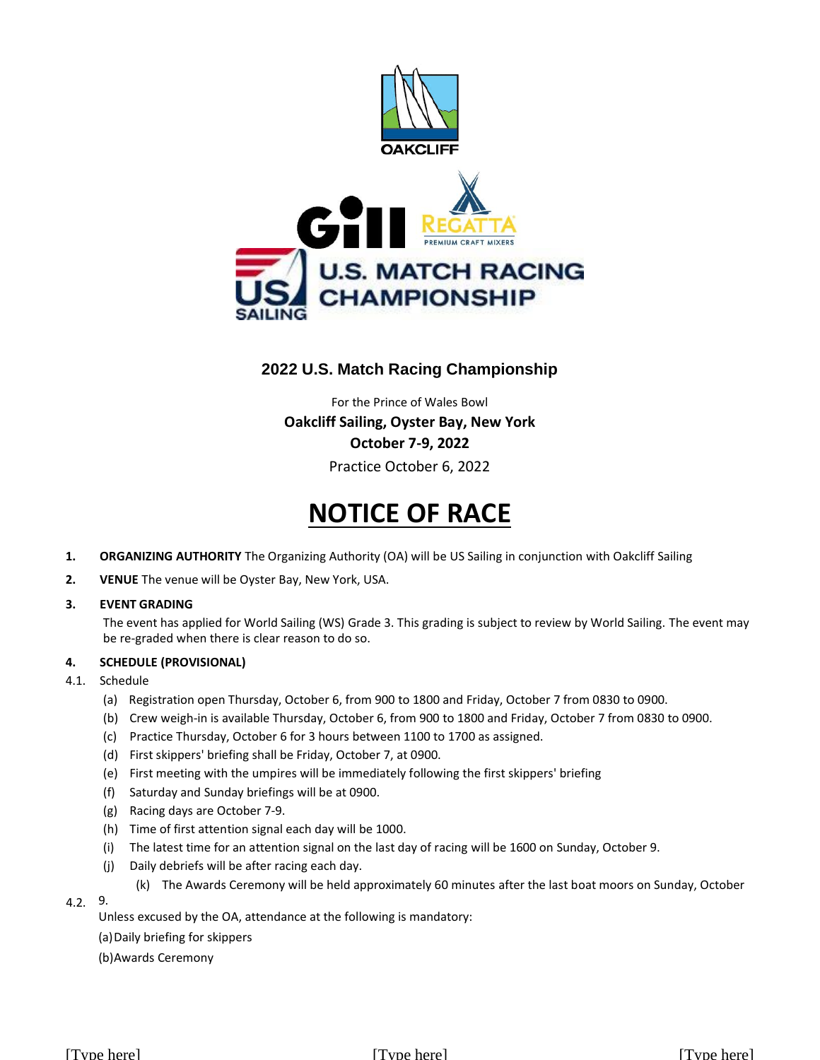# 2022 U.S. Match Racing Championship

For the Prince of Wales Bowl

**Oakcliff Sailing, Oyster Bay, New York**

**October 7-9, 2022**

Practice October 6, 2022

# NOTICE OF RACE

**1. ORGANIZING AUTHORITY** The Organizing Authority (OA) will be US Sailing in conjunction with Oakcliff Sailing

**2. VENUE** The venue will be Oyster Bay, New York, USA.

**3. EVENT GRADING**

The event has applied for World Sailing (WS) Grade 3. This grading is subject to review by World Sailing. The event may be re-graded when there is clear reason to do so.

**4. SCHEDULE (PROVISIONAL)**

4.1. Schedule

- (a) Registration open Thursday, October 6, from 900 to 1800 and Friday, October 7 from 0830 to 0900.
- (b) Crew weigh-in is available Thursday, October 6, from 900 to 1800 and Friday, October 7 from 0830 to 0900.
- (c) Practice Thursday, October 6 for 3 hours between 1100 to 1700 as assigned.
- (d) First skippers' briefing shall be Friday, October 7, at 0900.
- (e) First meeting with the umpires will be immediately following the first skippers' briefing
- (f) Saturday and Sunday briefings will be at 0900.
- (g) Racing days are October 7-9.
- (h) Time of first attention signal each day will be 1000.
- (i) The latest time for an attention signal on the last day of racing will be 1600 on Sunday, October 9.
- (j) Daily debriefs will be after racing each day.
- (k) The Awards Ceremony will be held approximately 60 minutes after the last boat moors on Sunday, October 9.

4.2. Unless excused by the OA, attendance at the following is mandatory:

(a) Daily briefing for skippers

(b) Awards Ceremony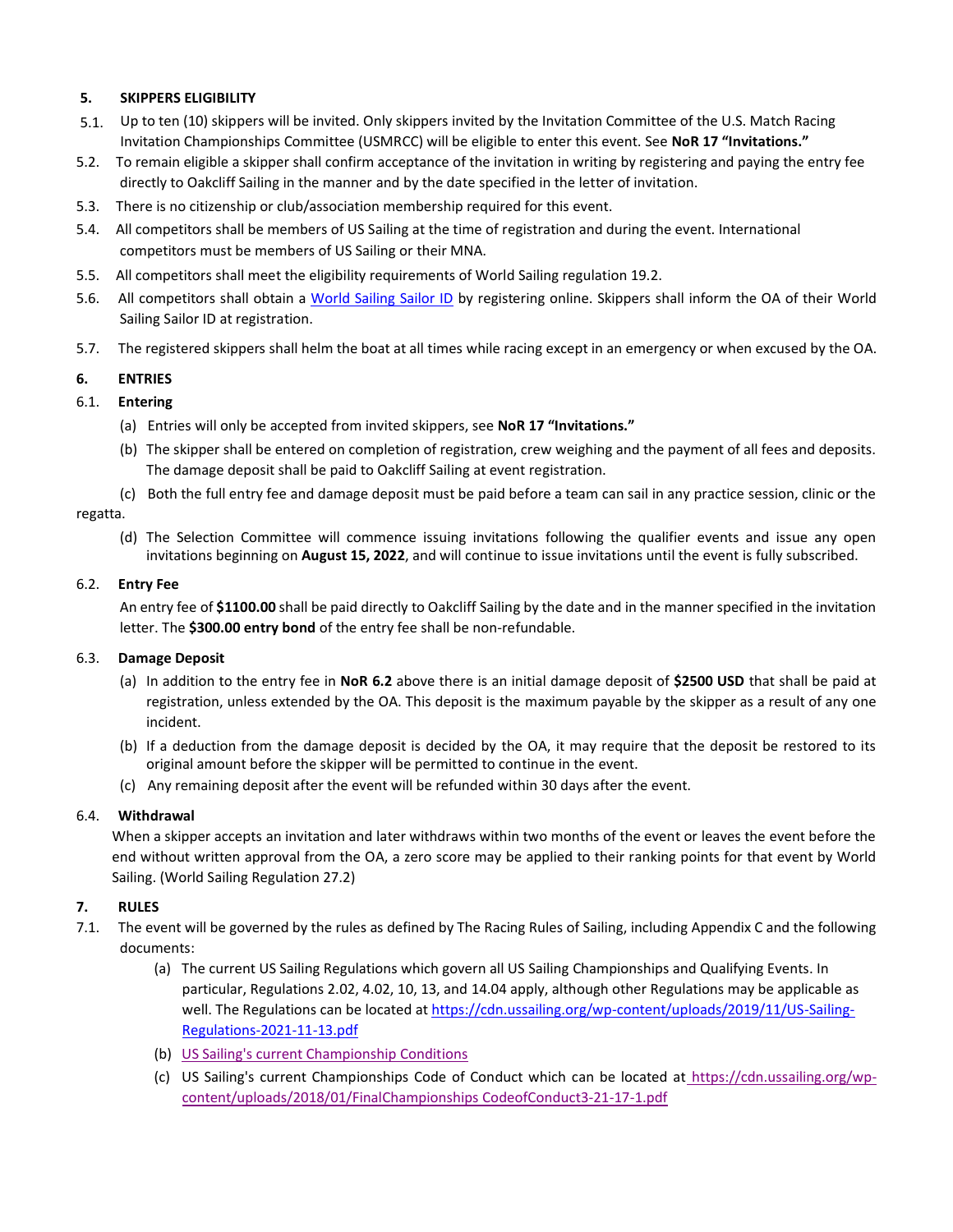## 5. SKIPPERS ELIGIBILITY

5.1. Up to ten (10) skippers will be invited. Only skippers invited by the Invitation Committee of the U.S. Match Racing Invitation Championships Committee (USMRCC) will be eligible to enter this event. See **NoR 17 "Invitations."**

5.2. To remain eligible a skipper shall confirm acceptance of the invitation in writing by registering and paying the entry fee directly to Oakcliff Sailing in the manner and by the date specified in the letter of invitation.

5.3. There is no citizenship or club/association membership required for this event.

5.4. All competitors shall be members of US Sailing at the time of registration and during the event. International competitors must be members of US Sailing or their MNA.

5.5. All competitors shall meet the eligibility requirements of World Sailing regulation 19.2.

5.6. All competitors shall obtain a [World Sailing Sailor ID] by registering online. Skippers shall inform the OA of their World Sailing Sailor ID at registration.

5.7. The registered skippers shall helm the boat at all times while racing except in an emergency or when excused by the OA.

## 6. ENTRIES

### 6.1. Entering

(a) Entries will only be accepted from invited skippers, see **NoR 17 "Invitations."**

(b) The skipper shall be entered on completion of registration, crew weighing and the payment of all fees and deposits. The damage deposit shall be paid to Oakcliff Sailing at event registration.

(c) Both the full entry fee and damage deposit must be paid before a team can sail in any practice session, clinic or the regatta.

(d) The Selection Committee will commence issuing invitations following the qualifier events and issue any open invitations beginning on **August 15, 2022**, and will continue to issue invitations until the event is fully subscribed.

### 6.2. Entry Fee

An entry fee of **$1100.00** shall be paid directly to Oakcliff Sailing by the date and in the manner specified in the invitation letter. The **$300.00 entry bond** of the entry fee shall be non-refundable.

### 6.3. Damage Deposit

(a) In addition to the entry fee in **NoR 6.2** above there is an initial damage deposit of **$2500 USD** that shall be paid at registration, unless extended by the OA. This deposit is the maximum payable by the skipper as a result of any one incident.

(b) If a deduction from the damage deposit is decided by the OA, it may require that the deposit be restored to its original amount before the skipper will be permitted to continue in the event.

(c) Any remaining deposit after the event will be refunded within 30 days after the event.

### 6.4. Withdrawal

When a skipper accepts an invitation and later withdraws within two months of the event or leaves the event before the end without written approval from the OA, a zero score may be applied to their ranking points for that event by World Sailing. (World Sailing Regulation 27.2)

## 7. RULES

7.1. The event will be governed by the rules as defined by The Racing Rules of Sailing, including Appendix C and the following documents:

(a) The current US Sailing Regulations which govern all US Sailing Championships and Qualifying Events. In particular, Regulations 2.02, 4.02, 10, 13, and 14.04 apply, although other Regulations may be applicable as well. The Regulations can be located at https://cdn.ussailing.org/wp-content/uploads/2019/11/US-Sailing-Regulations-2021-11-13.pdf

(b) US Sailing's current Championship Conditions

(c) US Sailing's current Championships Code of Conduct which can be located at https://cdn.ussailing.org/wp-content/uploads/2018/01/FinalChampionships CodeofConduct3-21-17-1.pdf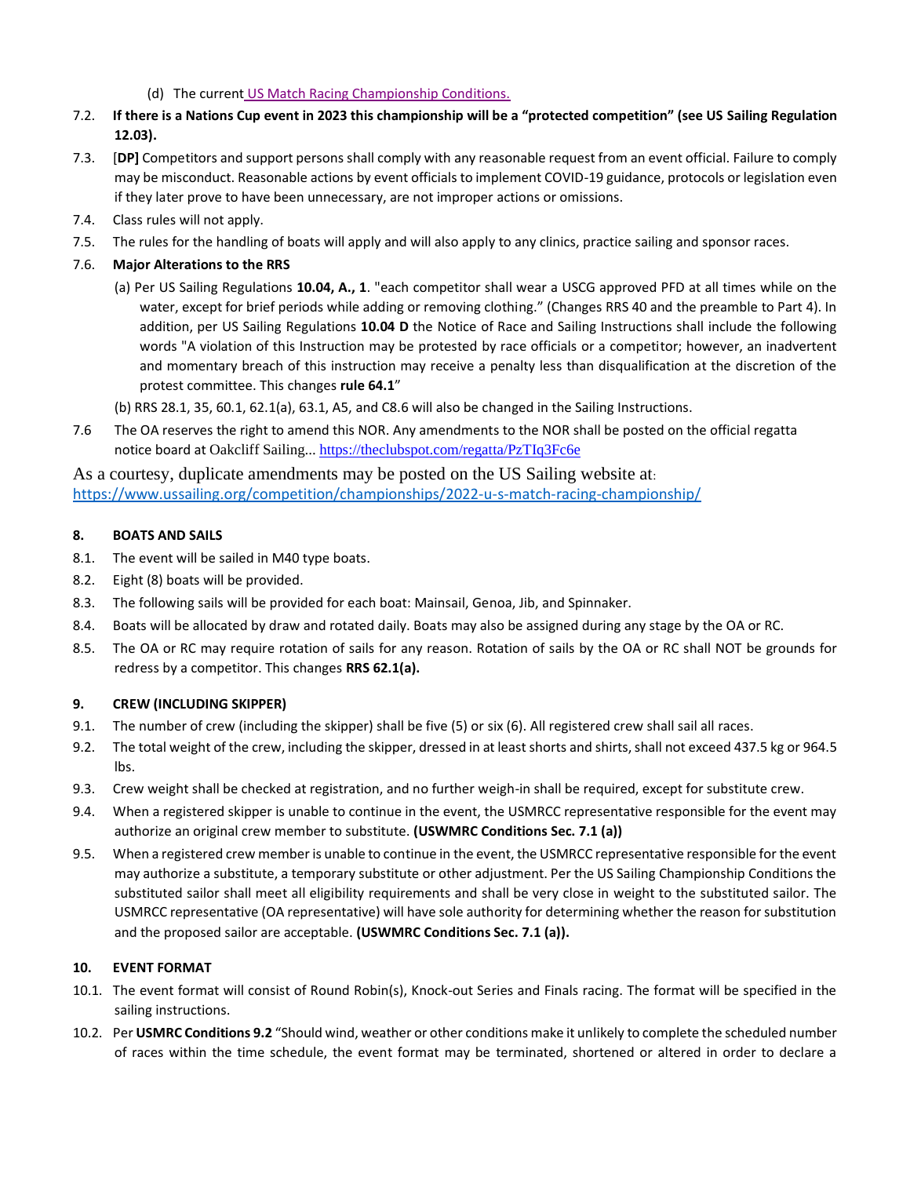(d) The current [US Match Racing Championship Conditions.](#)

7.2. **If there is a Nations Cup event in 2023 this championship will be a "protected competition" (see US Sailing Regulation 12.03).**

7.3. [**DP]** Competitors and support persons shall comply with any reasonable request from an event official. Failure to comply may be misconduct. Reasonable actions by event officials to implement COVID-19 guidance, protocols or legislation even if they later prove to have been unnecessary, are not improper actions or omissions.

7.4. Class rules will not apply.

7.5. The rules for the handling of boats will apply and will also apply to any clinics, practice sailing and sponsor races.

7.6. **Major Alterations to the RRS**

(a) Per US Sailing Regulations **10.04, A., 1**. "each competitor shall wear a USCG approved PFD at all times while on the water, except for brief periods while adding or removing clothing." (Changes RRS 40 and the preamble to Part 4). In addition, per US Sailing Regulations **10.04 D** the Notice of Race and Sailing Instructions shall include the following words "A violation of this Instruction may be protested by race officials or a competitor; however, an inadvertent and momentary breach of this instruction may receive a penalty less than disqualification at the discretion of the protest committee. This changes **rule 64.1**"

(b) RRS 28.1, 35, 60.1, 62.1(a), 63.1, A5, and C8.6 will also be changed in the Sailing Instructions.

7.6 The OA reserves the right to amend this NOR. Any amendments to the NOR shall be posted on the official regatta notice board at Oakcliff Sailing... https://theclubspot.com/regatta/PzTIq3Fc6e

As a courtesy, duplicate amendments may be posted on the US Sailing website at: https://www.ussailing.org/competition/championships/2022-u-s-match-racing-championship/

## 8. BOATS AND SAILS

8.1. The event will be sailed in M40 type boats.

8.2. Eight (8) boats will be provided.

8.3. The following sails will be provided for each boat: Mainsail, Genoa, Jib, and Spinnaker.

8.4. Boats will be allocated by draw and rotated daily. Boats may also be assigned during any stage by the OA or RC.

8.5. The OA or RC may require rotation of sails for any reason. Rotation of sails by the OA or RC shall NOT be grounds for redress by a competitor. This changes **RRS 62.1(a).**

## 9. CREW (INCLUDING SKIPPER)

9.1. The number of crew (including the skipper) shall be five (5) or six (6). All registered crew shall sail all races.

9.2. The total weight of the crew, including the skipper, dressed in at least shorts and shirts, shall not exceed 437.5 kg or 964.5 lbs.

9.3. Crew weight shall be checked at registration, and no further weigh-in shall be required, except for substitute crew.

9.4. When a registered skipper is unable to continue in the event, the USMRCC representative responsible for the event may authorize an original crew member to substitute. **(USWMRC Conditions Sec. 7.1 (a))**

9.5. When a registered crew member is unable to continue in the event, the USMRCC representative responsible for the event may authorize a substitute, a temporary substitute or other adjustment. Per the US Sailing Championship Conditions the substituted sailor shall meet all eligibility requirements and shall be very close in weight to the substituted sailor. The USMRCC representative (OA representative) will have sole authority for determining whether the reason for substitution and the proposed sailor are acceptable. **(USWMRC Conditions Sec. 7.1 (a)).**

## 10. EVENT FORMAT

10.1. The event format will consist of Round Robin(s), Knock-out Series and Finals racing. The format will be specified in the sailing instructions.

10.2. Per **USMRC Conditions 9.2** "Should wind, weather or other conditions make it unlikely to complete the scheduled number of races within the time schedule, the event format may be terminated, shortened or altered in order to declare a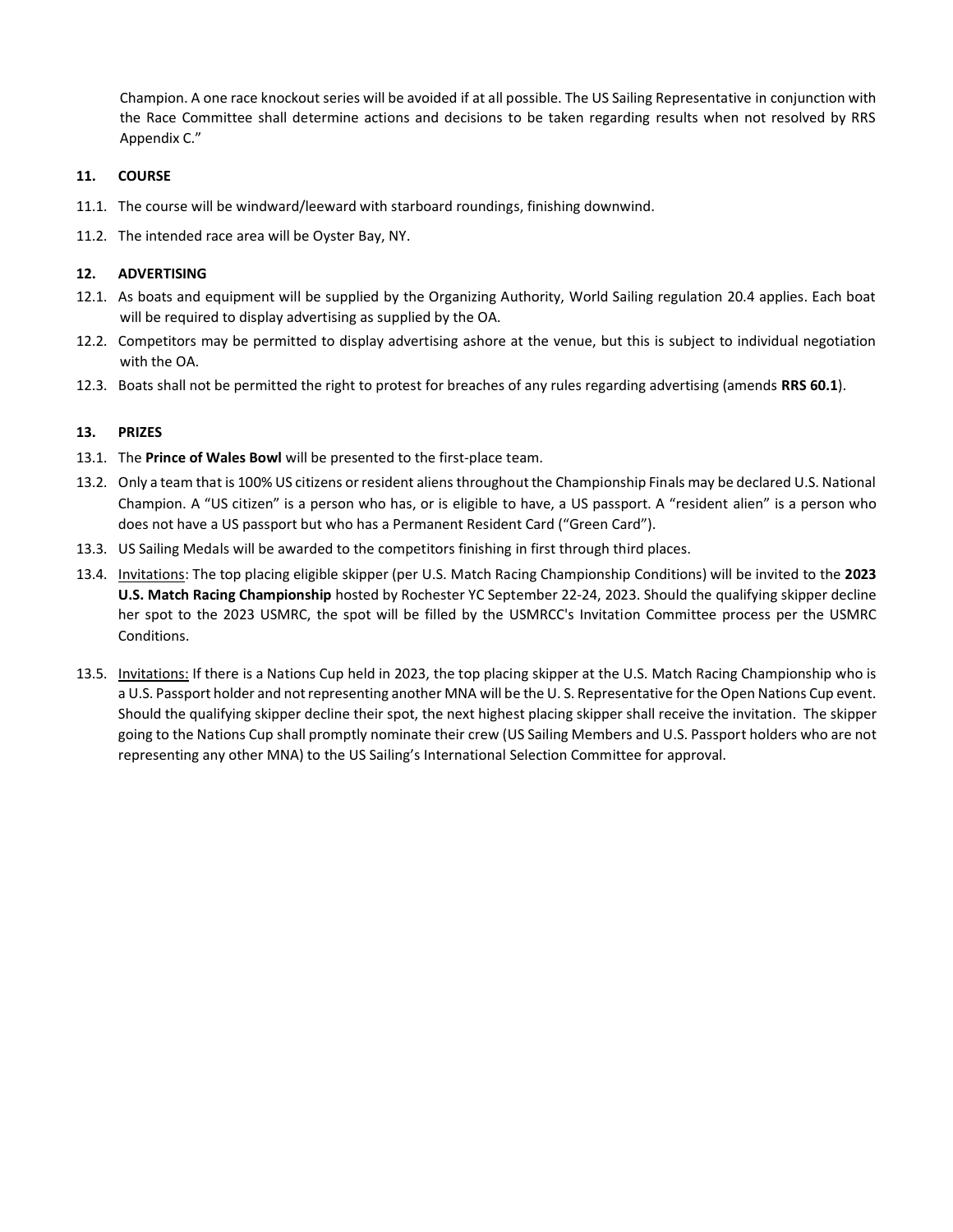Champion. A one race knockout series will be avoided if at all possible. The US Sailing Representative in conjunction with the Race Committee shall determine actions and decisions to be taken regarding results when not resolved by RRS Appendix C."

## 11. COURSE

11.1. The course will be windward/leeward with starboard roundings, finishing downwind.

11.2. The intended race area will be Oyster Bay, NY.

## 12. ADVERTISING

12.1. As boats and equipment will be supplied by the Organizing Authority, World Sailing regulation 20.4 applies. Each boat will be required to display advertising as supplied by the OA.

12.2. Competitors may be permitted to display advertising ashore at the venue, but this is subject to individual negotiation with the OA.

12.3. Boats shall not be permitted the right to protest for breaches of any rules regarding advertising (amends **RRS 60.1**).

## 13. PRIZES

13.1. The **Prince of Wales Bowl** will be presented to the first-place team.

13.2. Only a team that is 100% US citizens or resident aliens throughout the Championship Finals may be declared U.S. National Champion. A "US citizen" is a person who has, or is eligible to have, a US passport. A "resident alien" is a person who does not have a US passport but who has a Permanent Resident Card ("Green Card").

13.3. US Sailing Medals will be awarded to the competitors finishing in first through third places.

13.4. Invitations: The top placing eligible skipper (per U.S. Match Racing Championship Conditions) will be invited to the **2023 U.S. Match Racing Championship** hosted by Rochester YC September 22-24, 2023. Should the qualifying skipper decline her spot to the 2023 USMRC, the spot will be filled by the USMRCC's Invitation Committee process per the USMRC Conditions.

13.5. Invitations: If there is a Nations Cup held in 2023, the top placing skipper at the U.S. Match Racing Championship who is a U.S. Passport holder and not representing another MNA will be the U. S. Representative for the Open Nations Cup event. Should the qualifying skipper decline their spot, the next highest placing skipper shall receive the invitation. The skipper going to the Nations Cup shall promptly nominate their crew (US Sailing Members and U.S. Passport holders who are not representing any other MNA) to the US Sailing's International Selection Committee for approval.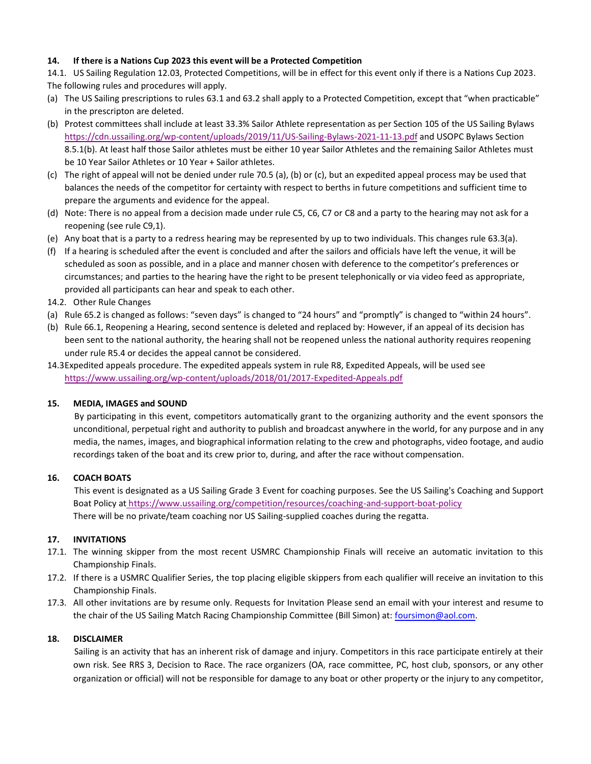## 14. If there is a Nations Cup 2023 this event will be a Protected Competition

14.1. US Sailing Regulation 12.03, Protected Competitions, will be in effect for this event only if there is a Nations Cup 2023. The following rules and procedures will apply.

(a) The US Sailing prescriptions to rules 63.1 and 63.2 shall apply to a Protected Competition, except that "when practicable" in the prescripton are deleted.

(b) Protest committees shall include at least 33.3% Sailor Athlete representation as per Section 105 of the US Sailing Bylaws https://cdn.ussailing.org/wp-content/uploads/2019/11/US-Sailing-Bylaws-2021-11-13.pdf and USOPC Bylaws Section 8.5.1(b). At least half those Sailor athletes must be either 10 year Sailor Athletes and the remaining Sailor Athletes must be 10 Year Sailor Athletes or 10 Year + Sailor athletes.

(c) The right of appeal will not be denied under rule 70.5 (a), (b) or (c), but an expedited appeal process may be used that balances the needs of the competitor for certainty with respect to berths in future competitions and sufficient time to prepare the arguments and evidence for the appeal.

(d) Note: There is no appeal from a decision made under rule C5, C6, C7 or C8 and a party to the hearing may not ask for a reopening (see rule C9,1).

(e) Any boat that is a party to a redress hearing may be represented by up to two individuals. This changes rule 63.3(a).

(f) If a hearing is scheduled after the event is concluded and after the sailors and officials have left the venue, it will be scheduled as soon as possible, and in a place and manner chosen with deference to the competitor's preferences or circumstances; and parties to the hearing have the right to be present telephonically or via video feed as appropriate, provided all participants can hear and speak to each other.

14.2. Other Rule Changes

(a) Rule 65.2 is changed as follows: "seven days" is changed to "24 hours" and "promptly" is changed to "within 24 hours".

(b) Rule 66.1, Reopening a Hearing, second sentence is deleted and replaced by: However, if an appeal of its decision has been sent to the national authority, the hearing shall not be reopened unless the national authority requires reopening under rule R5.4 or decides the appeal cannot be considered.

14.3 Expedited appeals procedure. The expedited appeals system in rule R8, Expedited Appeals, will be used see https://www.ussailing.org/wp-content/uploads/2018/01/2017-Expedited-Appeals.pdf

## 15. MEDIA, IMAGES and SOUND

By participating in this event, competitors automatically grant to the organizing authority and the event sponsors the unconditional, perpetual right and authority to publish and broadcast anywhere in the world, for any purpose and in any media, the names, images, and biographical information relating to the crew and photographs, video footage, and audio recordings taken of the boat and its crew prior to, during, and after the race without compensation.

## 16. COACH BOATS

This event is designated as a US Sailing Grade 3 Event for coaching purposes. See the US Sailing's Coaching and Support Boat Policy at https://www.ussailing.org/competition/resources/coaching-and-support-boat-policy
There will be no private/team coaching nor US Sailing-supplied coaches during the regatta.

## 17. INVITATIONS

17.1. The winning skipper from the most recent USMRC Championship Finals will receive an automatic invitation to this Championship Finals.

17.2. If there is a USMRC Qualifier Series, the top placing eligible skippers from each qualifier will receive an invitation to this Championship Finals.

17.3. All other invitations are by resume only. Requests for Invitation Please send an email with your interest and resume to the chair of the US Sailing Match Racing Championship Committee (Bill Simon) at: foursimon@aol.com.

## 18. DISCLAIMER

Sailing is an activity that has an inherent risk of damage and injury. Competitors in this race participate entirely at their own risk. See RRS 3, Decision to Race. The race organizers (OA, race committee, PC, host club, sponsors, or any other organization or official) will not be responsible for damage to any boat or other property or the injury to any competitor,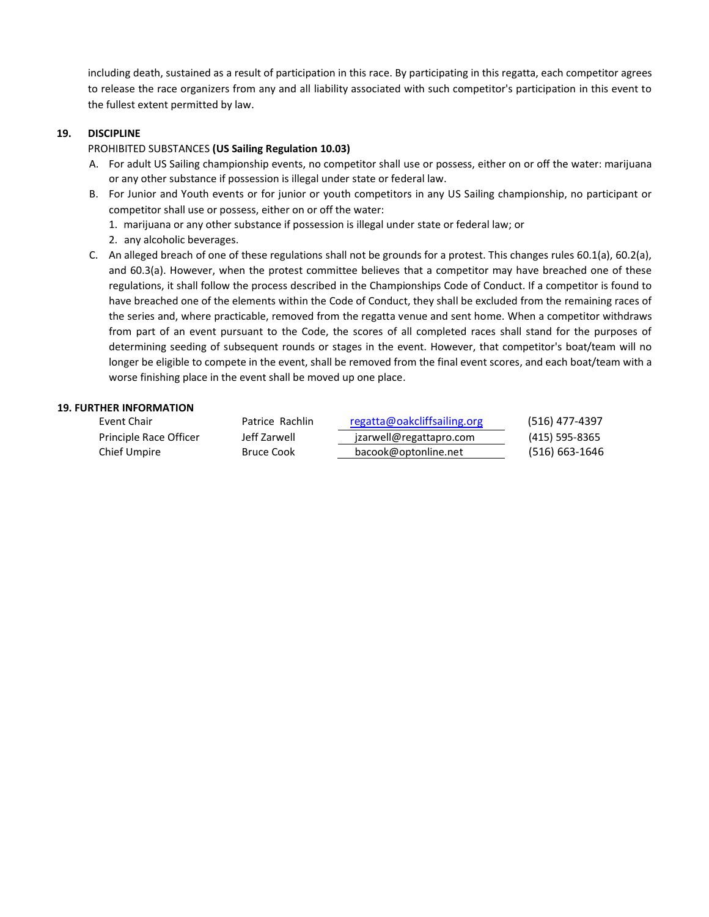including death, sustained as a result of participation in this race. By participating in this regatta, each competitor agrees to release the race organizers from any and all liability associated with such competitor's participation in this event to the fullest extent permitted by law.

## 19. DISCIPLINE

PROHIBITED SUBSTANCES **(US Sailing Regulation 10.03)**

A. For adult US Sailing championship events, no competitor shall use or possess, either on or off the water: marijuana or any other substance if possession is illegal under state or federal law.

B. For Junior and Youth events or for junior or youth competitors in any US Sailing championship, no participant or competitor shall use or possess, either on or off the water:
   1. marijuana or any other substance if possession is illegal under state or federal law; or
   2. any alcoholic beverages.

C. An alleged breach of one of these regulations shall not be grounds for a protest. This changes rules 60.1(a), 60.2(a), and 60.3(a). However, when the protest committee believes that a competitor may have breached one of these regulations, it shall follow the process described in the Championships Code of Conduct. If a competitor is found to have breached one of the elements within the Code of Conduct, they shall be excluded from the remaining races of the series and, where practicable, removed from the regatta venue and sent home. When a competitor withdraws from part of an event pursuant to the Code, the scores of all completed races shall stand for the purposes of determining seeding of subsequent rounds or stages in the event. However, that competitor's boat/team will no longer be eligible to compete in the event, shall be removed from the final event scores, and each boat/team with a worse finishing place in the event shall be moved up one place.

## 19. FURTHER INFORMATION

| | | | |
|---|---|---|---|
| Event Chair | Patrice Rachlin | regatta@oakcliffsailing.org | (516) 477-4397 |
| Principle Race Officer | Jeff Zarwell | jzarwell@regattapro.com | (415) 595-8365 |
| Chief Umpire | Bruce Cook | bacook@optonline.net | (516) 663-1646 |